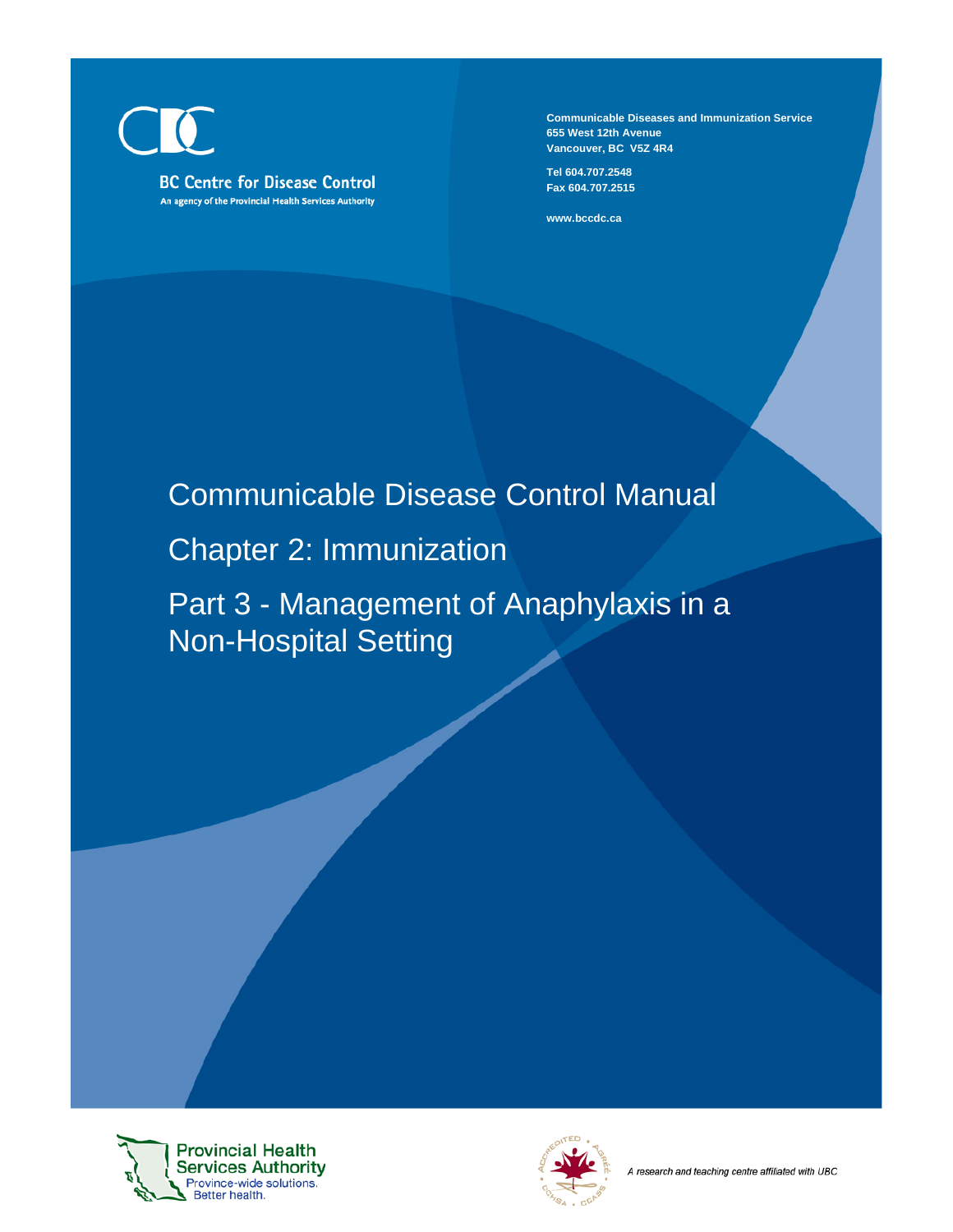BC Centre for Disease Control

An agency of the Provincial Health Services Authority

**Communicable Diseases and Immunization Service**
**655 West 12th Avenue**
**Vancouver, BC V5Z 4R4**

**Tel 604.707.2548**
**Fax 604.707.2515**

**www.bccdc.ca**

# Communicable Disease Control Manual

## Chapter 2: Immunization

## Part 3 - Management of Anaphylaxis in a Non-Hospital Setting

Provincial Health Services Authority
Province-wide solutions. Better health.

*A research and teaching centre affiliated with UBC*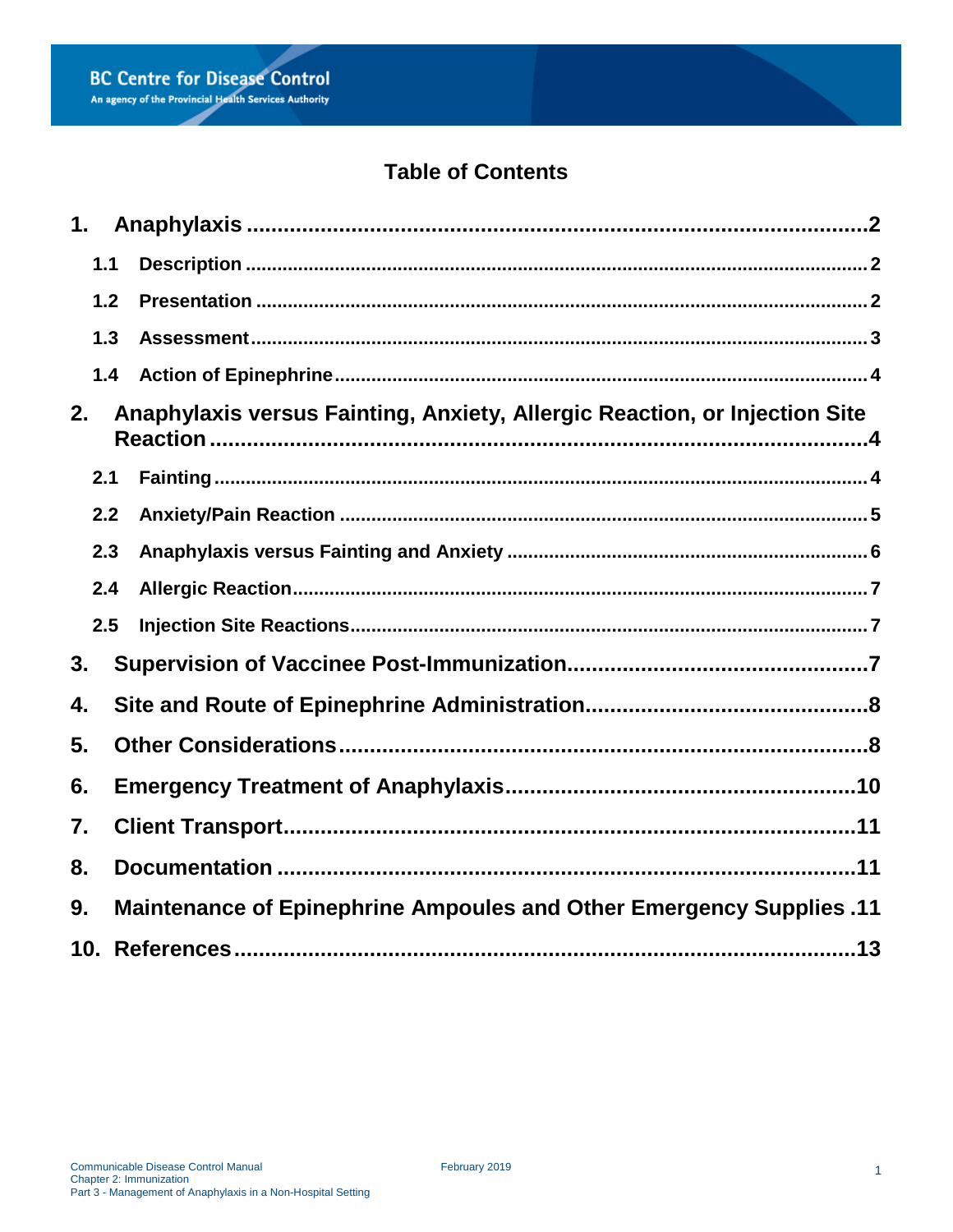# Table of Contents

1. **Anaphylaxis** ....... 2
   - 1.1 **Description** ....... 2
   - 1.2 **Presentation** ....... 2
   - 1.3 **Assessment** ....... 3
   - 1.4 **Action of Epinephrine** ....... 4
2. **Anaphylaxis versus Fainting, Anxiety, Allergic Reaction, or Injection Site Reaction** ....... 4
   - 2.1 **Fainting** ....... 4
   - 2.2 **Anxiety/Pain Reaction** ....... 5
   - 2.3 **Anaphylaxis versus Fainting and Anxiety** ....... 6
   - 2.4 **Allergic Reaction** ....... 7
   - 2.5 **Injection Site Reactions** ....... 7
3. **Supervision of Vaccinee Post-Immunization** ....... 7
4. **Site and Route of Epinephrine Administration** ....... 8
5. **Other Considerations** ....... 8
6. **Emergency Treatment of Anaphylaxis** ....... 10
7. **Client Transport** ....... 11
8. **Documentation** ....... 11
9. **Maintenance of Epinephrine Ampoules and Other Emergency Supplies** ....... 11
10. **References** ....... 13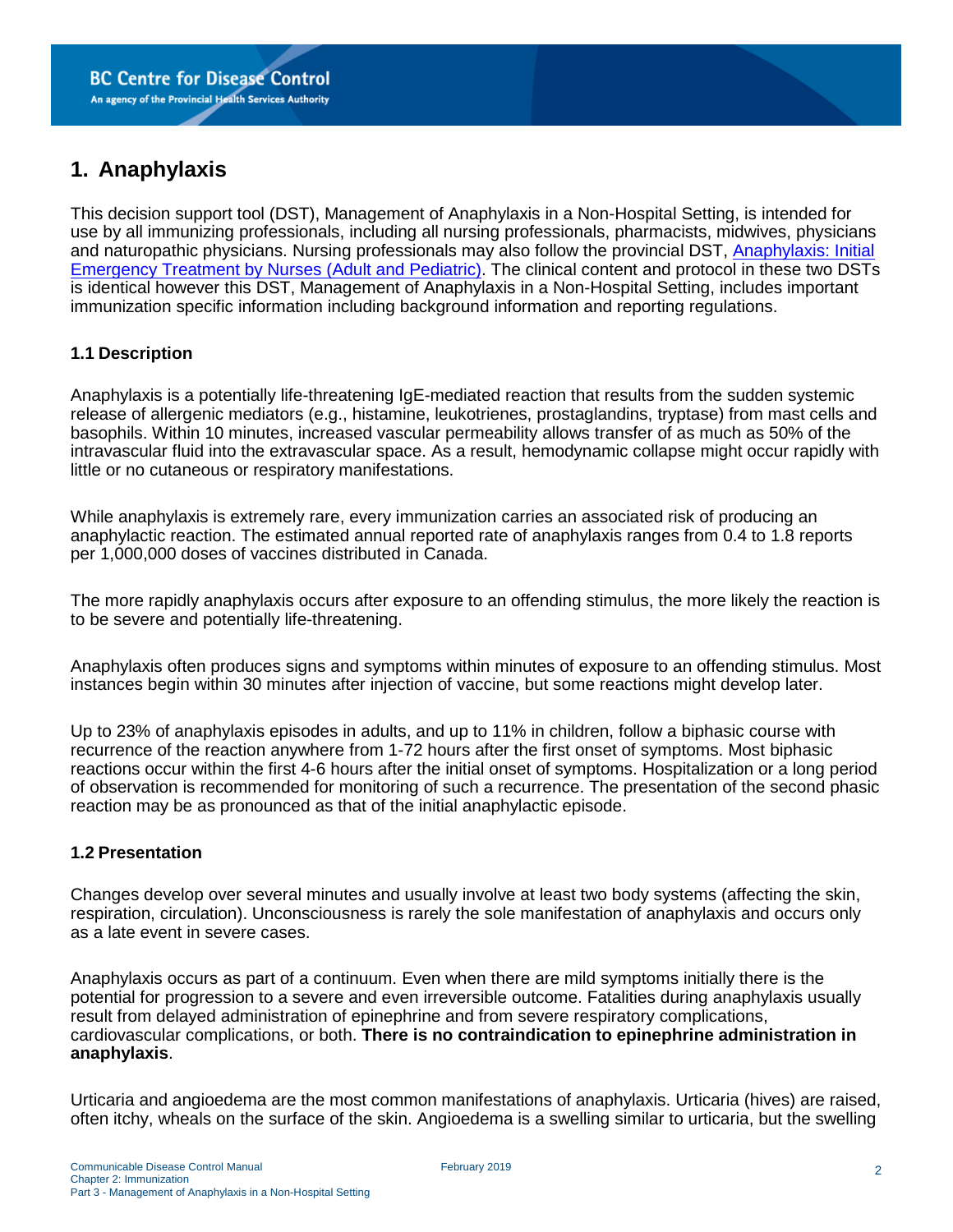# 1. Anaphylaxis

This decision support tool (DST), Management of Anaphylaxis in a Non-Hospital Setting, is intended for use by all immunizing professionals, including all nursing professionals, pharmacists, midwives, physicians and naturopathic physicians. Nursing professionals may also follow the provincial DST, Anaphylaxis: Initial Emergency Treatment by Nurses (Adult and Pediatric). The clinical content and protocol in these two DSTs is identical however this DST, Management of Anaphylaxis in a Non-Hospital Setting, includes important immunization specific information including background information and reporting regulations.

## 1.1 Description

Anaphylaxis is a potentially life-threatening IgE-mediated reaction that results from the sudden systemic release of allergenic mediators (e.g., histamine, leukotrienes, prostaglandins, tryptase) from mast cells and basophils. Within 10 minutes, increased vascular permeability allows transfer of as much as 50% of the intravascular fluid into the extravascular space. As a result, hemodynamic collapse might occur rapidly with little or no cutaneous or respiratory manifestations.

While anaphylaxis is extremely rare, every immunization carries an associated risk of producing an anaphylactic reaction. The estimated annual reported rate of anaphylaxis ranges from 0.4 to 1.8 reports per 1,000,000 doses of vaccines distributed in Canada.

The more rapidly anaphylaxis occurs after exposure to an offending stimulus, the more likely the reaction is to be severe and potentially life-threatening.

Anaphylaxis often produces signs and symptoms within minutes of exposure to an offending stimulus. Most instances begin within 30 minutes after injection of vaccine, but some reactions might develop later.

Up to 23% of anaphylaxis episodes in adults, and up to 11% in children, follow a biphasic course with recurrence of the reaction anywhere from 1-72 hours after the first onset of symptoms. Most biphasic reactions occur within the first 4-6 hours after the initial onset of symptoms. Hospitalization or a long period of observation is recommended for monitoring of such a recurrence. The presentation of the second phasic reaction may be as pronounced as that of the initial anaphylactic episode.

## 1.2 Presentation

Changes develop over several minutes and usually involve at least two body systems (affecting the skin, respiration, circulation). Unconsciousness is rarely the sole manifestation of anaphylaxis and occurs only as a late event in severe cases.

Anaphylaxis occurs as part of a continuum. Even when there are mild symptoms initially there is the potential for progression to a severe and even irreversible outcome. Fatalities during anaphylaxis usually result from delayed administration of epinephrine and from severe respiratory complications, cardiovascular complications, or both. **There is no contraindication to epinephrine administration in anaphylaxis**.

Urticaria and angioedema are the most common manifestations of anaphylaxis. Urticaria (hives) are raised, often itchy, wheals on the surface of the skin. Angioedema is a swelling similar to urticaria, but the swelling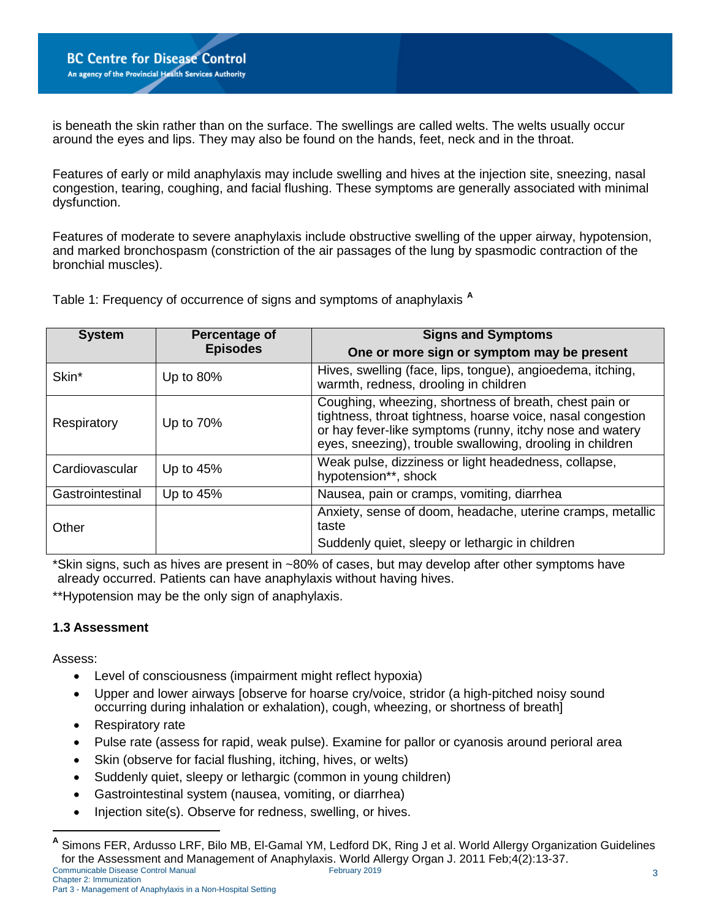is beneath the skin rather than on the surface. The swellings are called welts. The welts usually occur around the eyes and lips. They may also be found on the hands, feet, neck and in the throat.

Features of early or mild anaphylaxis may include swelling and hives at the injection site, sneezing, nasal congestion, tearing, coughing, and facial flushing. These symptoms are generally associated with minimal dysfunction.

Features of moderate to severe anaphylaxis include obstructive swelling of the upper airway, hypotension, and marked bronchospasm (constriction of the air passages of the lung by spasmodic contraction of the bronchial muscles).

Table 1: Frequency of occurrence of signs and symptoms of anaphylaxis [A]

| System | Percentage of Episodes | Signs and Symptoms<br>One or more sign or symptom may be present |
|---|---|---|
| Skin* | Up to 80% | Hives, swelling (face, lips, tongue), angioedema, itching, warmth, redness, drooling in children |
| Respiratory | Up to 70% | Coughing, wheezing, shortness of breath, chest pain or tightness, throat tightness, hoarse voice, nasal congestion or hay fever-like symptoms (runny, itchy nose and watery eyes, sneezing), trouble swallowing, drooling in children |
| Cardiovascular | Up to 45% | Weak pulse, dizziness or light headedness, collapse, hypotension**, shock |
| Gastrointestinal | Up to 45% | Nausea, pain or cramps, vomiting, diarrhea |
| Other | | Anxiety, sense of doom, headache, uterine cramps, metallic taste<br>Suddenly quiet, sleepy or lethargic in children |

*Skin signs, such as hives are present in ~80% of cases, but may develop after other symptoms have already occurred. Patients can have anaphylaxis without having hives.

**Hypotension may be the only sign of anaphylaxis.

### 1.3 Assessment

Assess:

- Level of consciousness (impairment might reflect hypoxia)
- Upper and lower airways [observe for hoarse cry/voice, stridor (a high-pitched noisy sound occurring during inhalation or exhalation), cough, wheezing, or shortness of breath]
- Respiratory rate
- Pulse rate (assess for rapid, weak pulse). Examine for pallor or cyanosis around perioral area
- Skin (observe for facial flushing, itching, hives, or welts)
- Suddenly quiet, sleepy or lethargic (common in young children)
- Gastrointestinal system (nausea, vomiting, or diarrhea)
- Injection site(s). Observe for redness, swelling, or hives.

[A] Simons FER, Ardusso LRF, Bilo MB, El-Gamal YM, Ledford DK, Ring J et al. World Allergy Organization Guidelines for the Assessment and Management of Anaphylaxis. World Allergy Organ J. 2011 Feb;4(2):13-37.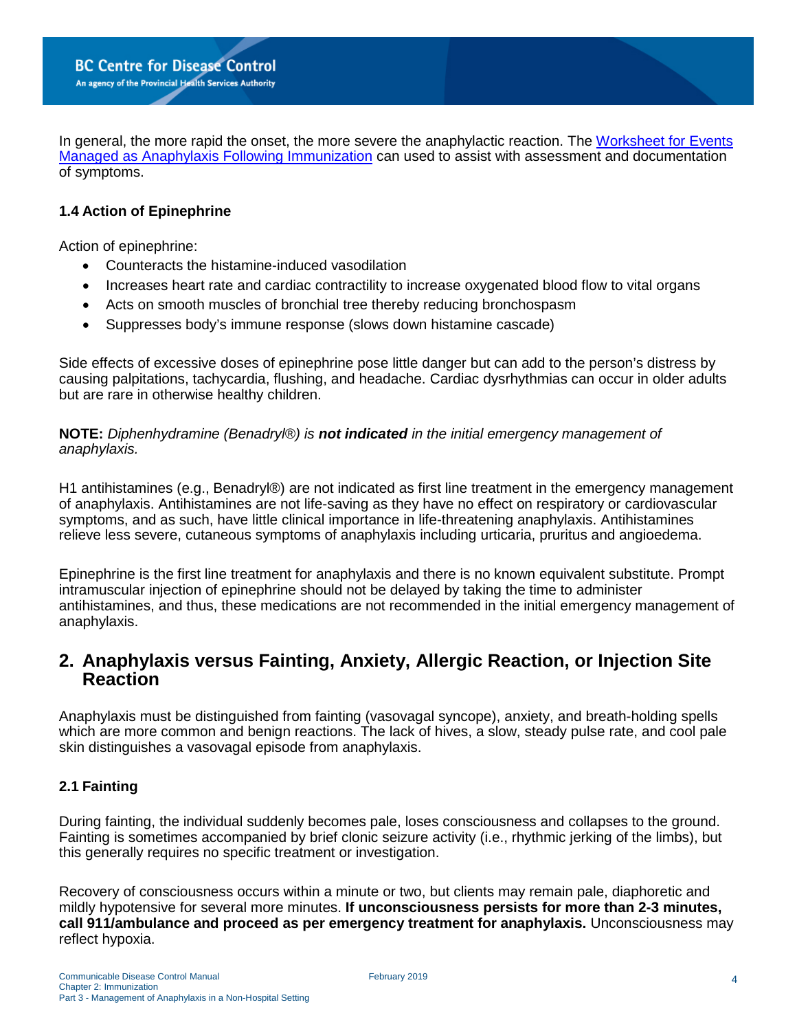In general, the more rapid the onset, the more severe the anaphylactic reaction. The [Worksheet for Events Managed as Anaphylaxis Following Immunization](#) can used to assist with assessment and documentation of symptoms.

### 1.4 Action of Epinephrine

Action of epinephrine:

- Counteracts the histamine-induced vasodilation
- Increases heart rate and cardiac contractility to increase oxygenated blood flow to vital organs
- Acts on smooth muscles of bronchial tree thereby reducing bronchospasm
- Suppresses body's immune response (slows down histamine cascade)

Side effects of excessive doses of epinephrine pose little danger but can add to the person's distress by causing palpitations, tachycardia, flushing, and headache. Cardiac dysrhythmias can occur in older adults but are rare in otherwise healthy children.

**NOTE:** *Diphenhydramine (Benadryl®) is* ***not indicated*** *in the initial emergency management of anaphylaxis.*

H1 antihistamines (e.g., Benadryl®) are not indicated as first line treatment in the emergency management of anaphylaxis. Antihistamines are not life-saving as they have no effect on respiratory or cardiovascular symptoms, and as such, have little clinical importance in life-threatening anaphylaxis. Antihistamines relieve less severe, cutaneous symptoms of anaphylaxis including urticaria, pruritus and angioedema.

Epinephrine is the first line treatment for anaphylaxis and there is no known equivalent substitute. Prompt intramuscular injection of epinephrine should not be delayed by taking the time to administer antihistamines, and thus, these medications are not recommended in the initial emergency management of anaphylaxis.

## 2. Anaphylaxis versus Fainting, Anxiety, Allergic Reaction, or Injection Site Reaction

Anaphylaxis must be distinguished from fainting (vasovagal syncope), anxiety, and breath-holding spells which are more common and benign reactions. The lack of hives, a slow, steady pulse rate, and cool pale skin distinguishes a vasovagal episode from anaphylaxis.

### 2.1 Fainting

During fainting, the individual suddenly becomes pale, loses consciousness and collapses to the ground. Fainting is sometimes accompanied by brief clonic seizure activity (i.e., rhythmic jerking of the limbs), but this generally requires no specific treatment or investigation.

Recovery of consciousness occurs within a minute or two, but clients may remain pale, diaphoretic and mildly hypotensive for several more minutes. **If unconsciousness persists for more than 2-3 minutes, call 911/ambulance and proceed as per emergency treatment for anaphylaxis.** Unconsciousness may reflect hypoxia.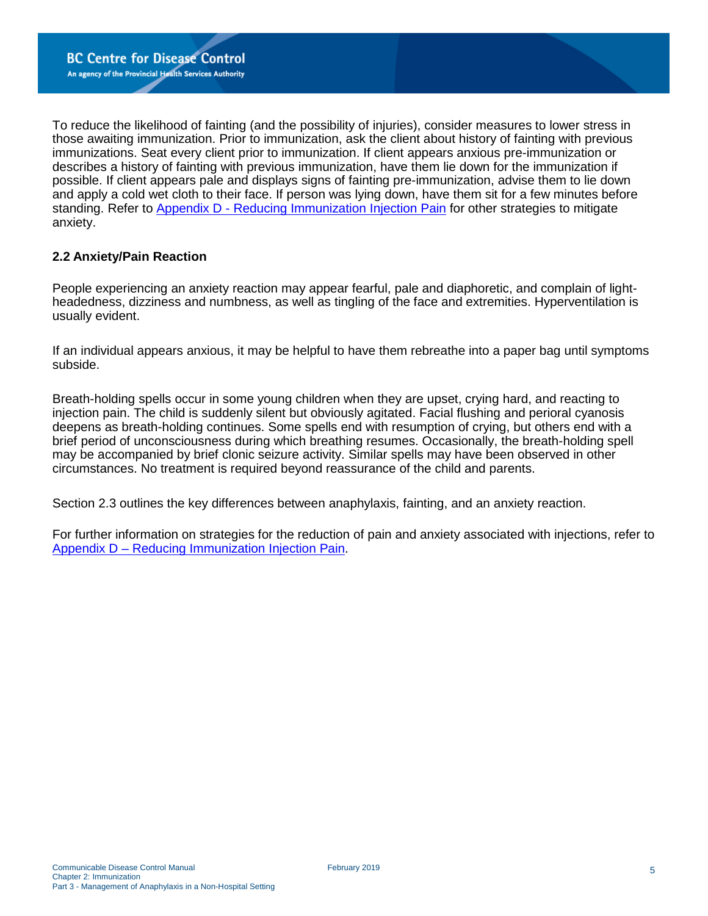To reduce the likelihood of fainting (and the possibility of injuries), consider measures to lower stress in those awaiting immunization. Prior to immunization, ask the client about history of fainting with previous immunizations. Seat every client prior to immunization. If client appears anxious pre-immunization or describes a history of fainting with previous immunization, have them lie down for the immunization if possible. If client appears pale and displays signs of fainting pre-immunization, advise them to lie down and apply a cold wet cloth to their face. If person was lying down, have them sit for a few minutes before standing. Refer to [Appendix D - Reducing Immunization Injection Pain] for other strategies to mitigate anxiety.

### 2.2 Anxiety/Pain Reaction

People experiencing an anxiety reaction may appear fearful, pale and diaphoretic, and complain of light-headedness, dizziness and numbness, as well as tingling of the face and extremities. Hyperventilation is usually evident.

If an individual appears anxious, it may be helpful to have them rebreathe into a paper bag until symptoms subside.

Breath-holding spells occur in some young children when they are upset, crying hard, and reacting to injection pain. The child is suddenly silent but obviously agitated. Facial flushing and perioral cyanosis deepens as breath-holding continues. Some spells end with resumption of crying, but others end with a brief period of unconsciousness during which breathing resumes. Occasionally, the breath-holding spell may be accompanied by brief clonic seizure activity. Similar spells may have been observed in other circumstances. No treatment is required beyond reassurance of the child and parents.

Section 2.3 outlines the key differences between anaphylaxis, fainting, and an anxiety reaction.

For further information on strategies for the reduction of pain and anxiety associated with injections, refer to [Appendix D – Reducing Immunization Injection Pain].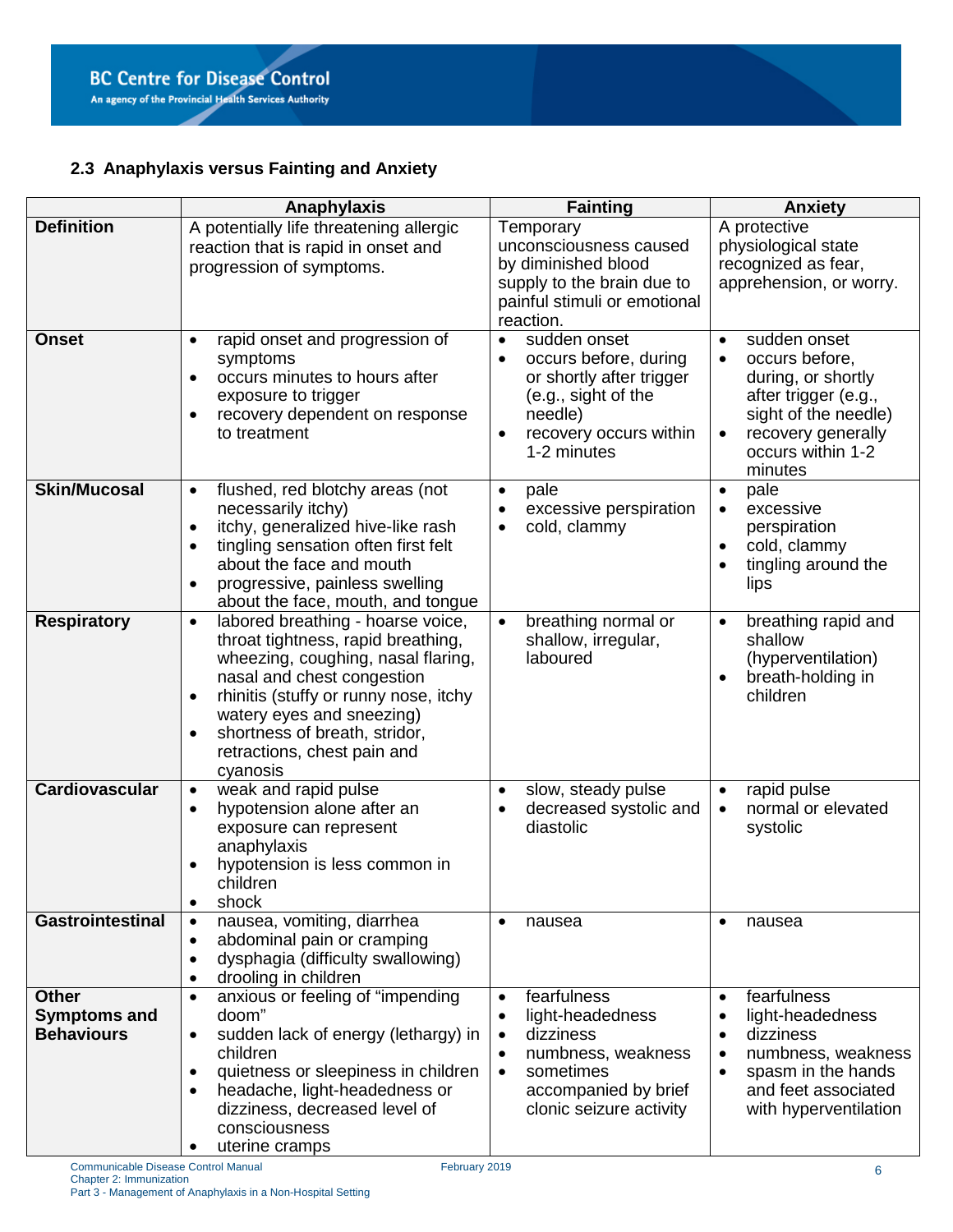## 2.3 Anaphylaxis versus Fainting and Anxiety

| | Anaphylaxis | Fainting | Anxiety |
|---|---|---|---|
| **Definition** | A potentially life threatening allergic reaction that is rapid in onset and progression of symptoms. | Temporary unconsciousness caused by diminished blood supply to the brain due to painful stimuli or emotional reaction. | A protective physiological state recognized as fear, apprehension, or worry. |
| **Onset** | • rapid onset and progression of symptoms<br>• occurs minutes to hours after exposure to trigger<br>• recovery dependent on response to treatment | • sudden onset<br>• occurs before, during or shortly after trigger (e.g., sight of the needle)<br>• recovery occurs within 1-2 minutes | • sudden onset<br>• occurs before, during, or shortly after trigger (e.g., sight of the needle)<br>• recovery generally occurs within 1-2 minutes |
| **Skin/Mucosal** | • flushed, red blotchy areas (not necessarily itchy)<br>• itchy, generalized hive-like rash<br>• tingling sensation often first felt about the face and mouth<br>• progressive, painless swelling about the face, mouth, and tongue | • pale<br>• excessive perspiration<br>• cold, clammy | • pale<br>• excessive perspiration<br>• cold, clammy<br>• tingling around the lips |
| **Respiratory** | • labored breathing - hoarse voice, throat tightness, rapid breathing, wheezing, coughing, nasal flaring, nasal and chest congestion<br>• rhinitis (stuffy or runny nose, itchy watery eyes and sneezing)<br>• shortness of breath, stridor, retractions, chest pain and cyanosis | • breathing normal or shallow, irregular, laboured | • breathing rapid and shallow (hyperventilation)<br>• breath-holding in children |
| **Cardiovascular** | • weak and rapid pulse<br>• hypotension alone after an exposure can represent anaphylaxis<br>• hypotension is less common in children<br>• shock | • slow, steady pulse<br>• decreased systolic and diastolic | • rapid pulse<br>• normal or elevated systolic |
| **Gastrointestinal** | • nausea, vomiting, diarrhea<br>• abdominal pain or cramping<br>• dysphagia (difficulty swallowing)<br>• drooling in children | • nausea | • nausea |
| **Other Symptoms and Behaviours** | • anxious or feeling of "impending doom"<br>• sudden lack of energy (lethargy) in children<br>• quietness or sleepiness in children<br>• headache, light-headedness or dizziness, decreased level of consciousness<br>• uterine cramps | • fearfulness<br>• light-headedness<br>• dizziness<br>• numbness, weakness<br>• sometimes accompanied by brief clonic seizure activity | • fearfulness<br>• light-headedness<br>• dizziness<br>• numbness, weakness<br>• spasm in the hands and feet associated with hyperventilation |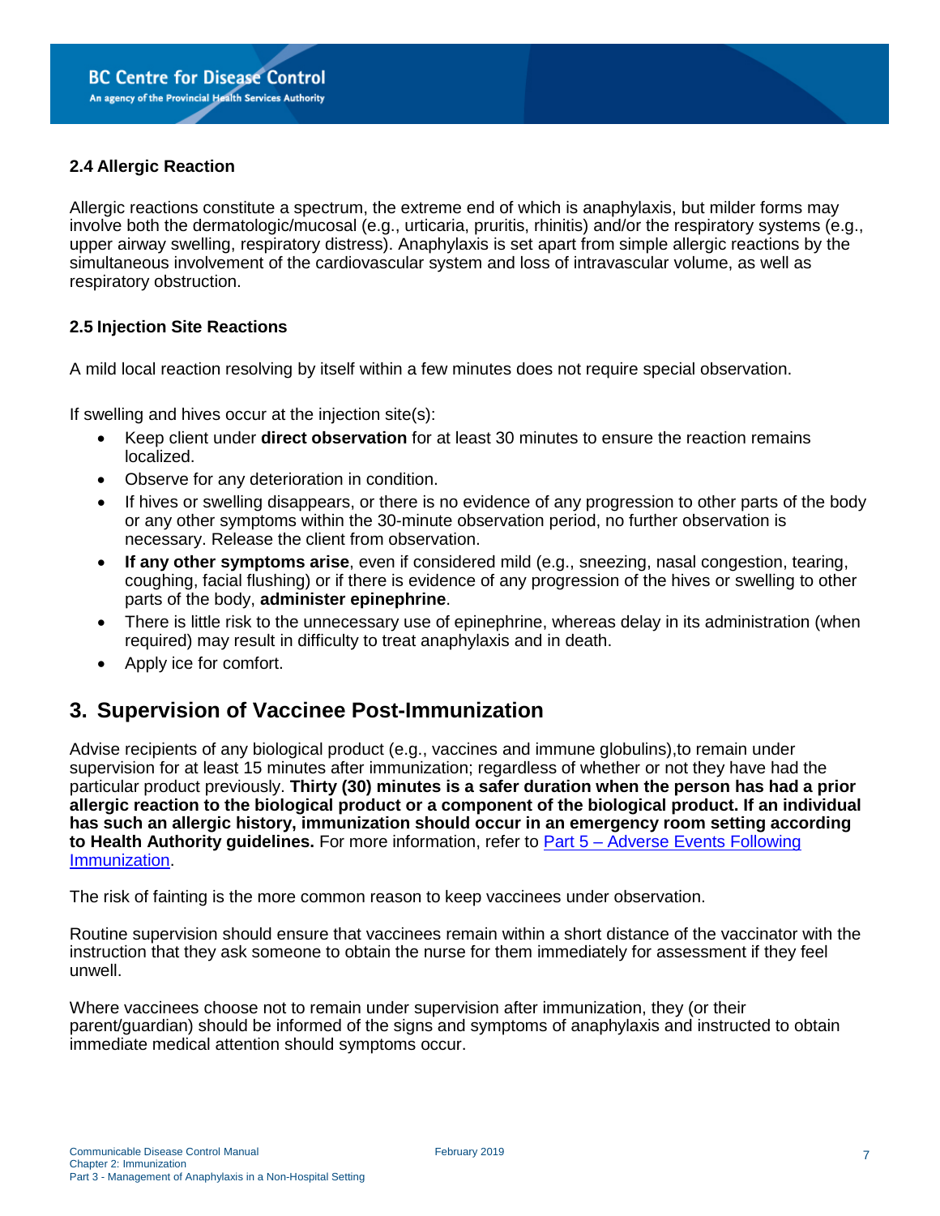### 2.4 Allergic Reaction

Allergic reactions constitute a spectrum, the extreme end of which is anaphylaxis, but milder forms may involve both the dermatologic/mucosal (e.g., urticaria, pruritis, rhinitis) and/or the respiratory systems (e.g., upper airway swelling, respiratory distress). Anaphylaxis is set apart from simple allergic reactions by the simultaneous involvement of the cardiovascular system and loss of intravascular volume, as well as respiratory obstruction.

### 2.5 Injection Site Reactions

A mild local reaction resolving by itself within a few minutes does not require special observation.

If swelling and hives occur at the injection site(s):

- Keep client under **direct observation** for at least 30 minutes to ensure the reaction remains localized.
- Observe for any deterioration in condition.
- If hives or swelling disappears, or there is no evidence of any progression to other parts of the body or any other symptoms within the 30-minute observation period, no further observation is necessary. Release the client from observation.
- **If any other symptoms arise**, even if considered mild (e.g., sneezing, nasal congestion, tearing, coughing, facial flushing) or if there is evidence of any progression of the hives or swelling to other parts of the body, **administer epinephrine**.
- There is little risk to the unnecessary use of epinephrine, whereas delay in its administration (when required) may result in difficulty to treat anaphylaxis and in death.
- Apply ice for comfort.

## 3. Supervision of Vaccinee Post-Immunization

Advise recipients of any biological product (e.g., vaccines and immune globulins),to remain under supervision for at least 15 minutes after immunization; regardless of whether or not they have had the particular product previously. **Thirty (30) minutes is a safer duration when the person has had a prior allergic reaction to the biological product or a component of the biological product. If an individual has such an allergic history, immunization should occur in an emergency room setting according to Health Authority guidelines.** For more information, refer to Part 5 – Adverse Events Following Immunization.

The risk of fainting is the more common reason to keep vaccinees under observation.

Routine supervision should ensure that vaccinees remain within a short distance of the vaccinator with the instruction that they ask someone to obtain the nurse for them immediately for assessment if they feel unwell.

Where vaccinees choose not to remain under supervision after immunization, they (or their parent/guardian) should be informed of the signs and symptoms of anaphylaxis and instructed to obtain immediate medical attention should symptoms occur.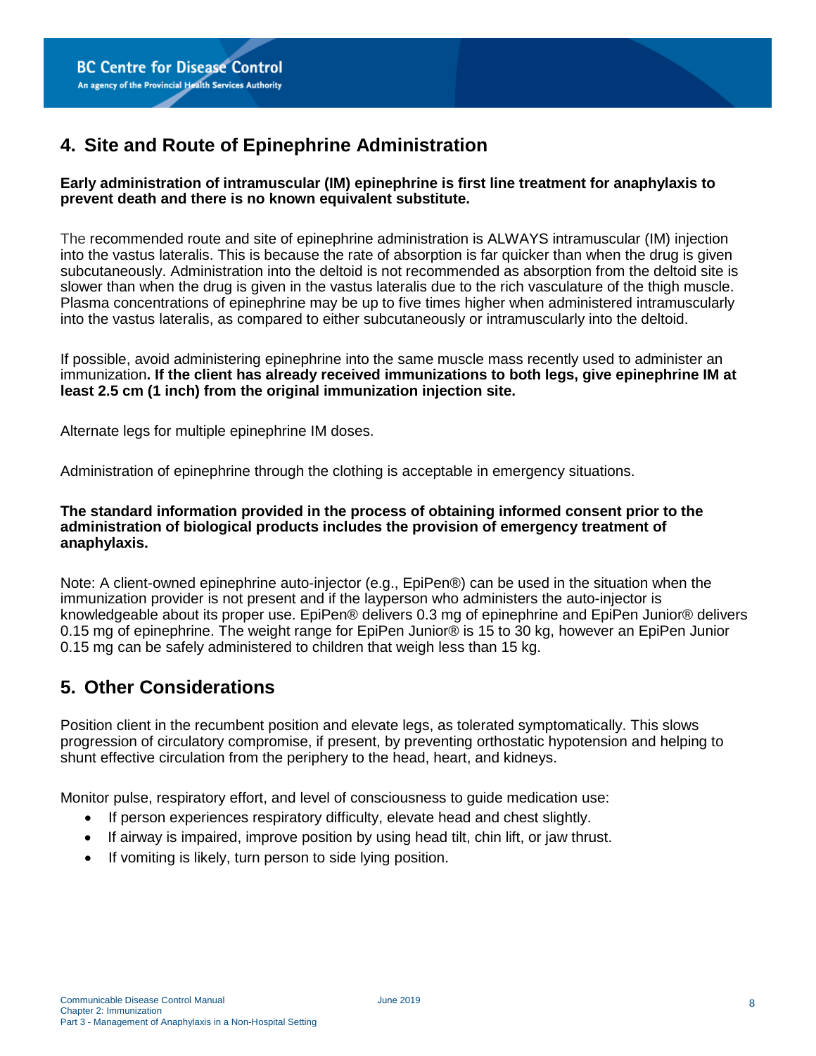## 4. Site and Route of Epinephrine Administration

**Early administration of intramuscular (IM) epinephrine is first line treatment for anaphylaxis to prevent death and there is no known equivalent substitute.**

The recommended route and site of epinephrine administration is ALWAYS intramuscular (IM) injection into the vastus lateralis. This is because the rate of absorption is far quicker than when the drug is given subcutaneously. Administration into the deltoid is not recommended as absorption from the deltoid site is slower than when the drug is given in the vastus lateralis due to the rich vasculature of the thigh muscle. Plasma concentrations of epinephrine may be up to five times higher when administered intramuscularly into the vastus lateralis, as compared to either subcutaneously or intramuscularly into the deltoid.

If possible, avoid administering epinephrine into the same muscle mass recently used to administer an immunization**. If the client has already received immunizations to both legs, give epinephrine IM at least 2.5 cm (1 inch) from the original immunization injection site.**

Alternate legs for multiple epinephrine IM doses.

Administration of epinephrine through the clothing is acceptable in emergency situations.

**The standard information provided in the process of obtaining informed consent prior to the administration of biological products includes the provision of emergency treatment of anaphylaxis.**

Note: A client-owned epinephrine auto-injector (e.g., EpiPen®) can be used in the situation when the immunization provider is not present and if the layperson who administers the auto-injector is knowledgeable about its proper use. EpiPen® delivers 0.3 mg of epinephrine and EpiPen Junior® delivers 0.15 mg of epinephrine. The weight range for EpiPen Junior® is 15 to 30 kg, however an EpiPen Junior 0.15 mg can be safely administered to children that weigh less than 15 kg.

## 5. Other Considerations

Position client in the recumbent position and elevate legs, as tolerated symptomatically. This slows progression of circulatory compromise, if present, by preventing orthostatic hypotension and helping to shunt effective circulation from the periphery to the head, heart, and kidneys.

Monitor pulse, respiratory effort, and level of consciousness to guide medication use:

- If person experiences respiratory difficulty, elevate head and chest slightly.
- If airway is impaired, improve position by using head tilt, chin lift, or jaw thrust.
- If vomiting is likely, turn person to side lying position.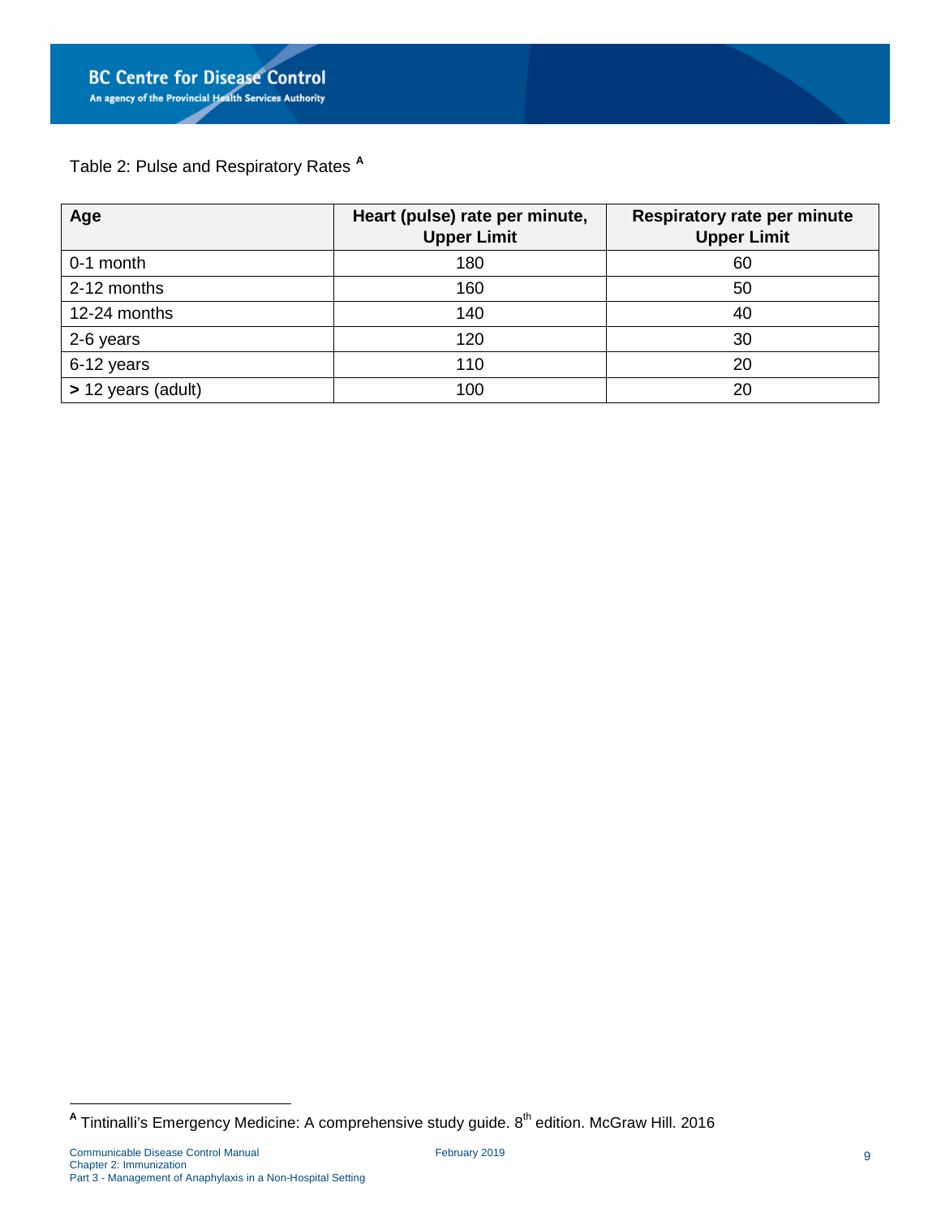Table 2: Pulse and Respiratory Rates [A]

| **Age** | **Heart (pulse) rate per minute, Upper Limit** | **Respiratory rate per minute Upper Limit** |
|---|---|---|
| 0-1 month | 180 | 60 |
| 2-12 months | 160 | 50 |
| 12-24 months | 140 | 40 |
| 2-6 years | 120 | 30 |
| 6-12 years | 110 | 20 |
| **>** 12 years (adult) | 100 | 20 |

[A] Tintinalli's Emergency Medicine: A comprehensive study guide. 8th edition. McGraw Hill. 2016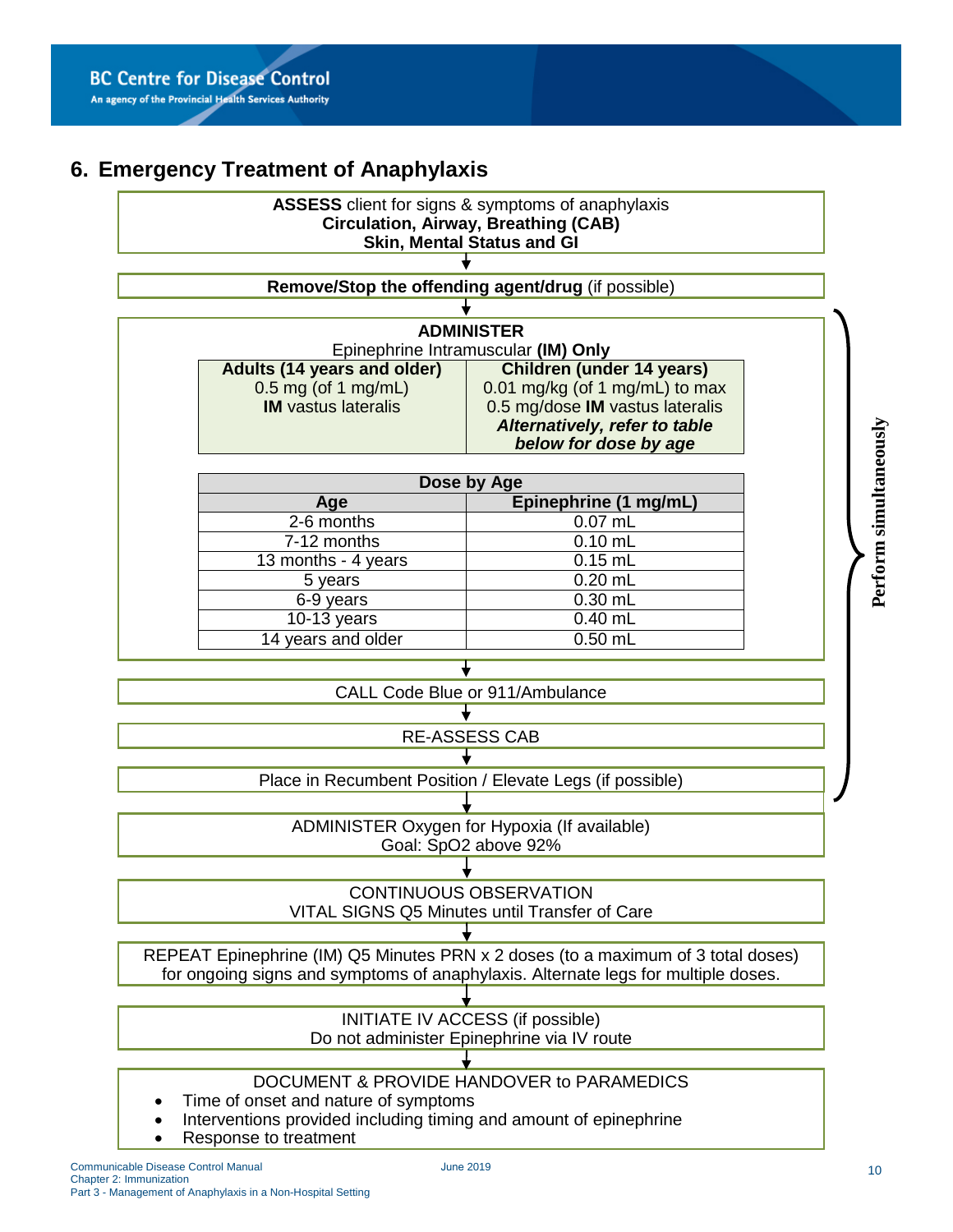## 6. Emergency Treatment of Anaphylaxis

**ASSESS** client for signs & symptoms of anaphylaxis
**Circulation, Airway, Breathing (CAB)**
**Skin, Mental Status and GI**

↓

**Remove/Stop the offending agent/drug** (if possible)

↓

*Perform simultaneously:*

**ADMINISTER**
Epinephrine Intramuscular **(IM) Only**

| Adults (14 years and older) | Children (under 14 years) |
|---|---|
| 0.5 mg (of 1 mg/mL) **IM** vastus lateralis | 0.01 mg/kg (of 1 mg/mL) to max 0.5 mg/dose **IM** vastus lateralis ***Alternatively, refer to table below for dose by age*** |

| Dose by Age | |
|---|---|
| **Age** | **Epinephrine (1 mg/mL)** |
| 2-6 months | 0.07 mL |
| 7-12 months | 0.10 mL |
| 13 months - 4 years | 0.15 mL |
| 5 years | 0.20 mL |
| 6-9 years | 0.30 mL |
| 10-13 years | 0.40 mL |
| 14 years and older | 0.50 mL |

↓

CALL Code Blue or 911/Ambulance

↓

RE-ASSESS CAB

↓

Place in Recumbent Position / Elevate Legs (if possible)

↓

ADMINISTER Oxygen for Hypoxia (If available)
Goal: SpO2 above 92%

↓

CONTINUOUS OBSERVATION
VITAL SIGNS Q5 Minutes until Transfer of Care

↓

REPEAT Epinephrine (IM) Q5 Minutes PRN x 2 doses (to a maximum of 3 total doses) for ongoing signs and symptoms of anaphylaxis. Alternate legs for multiple doses.

↓

INITIATE IV ACCESS (if possible)
Do not administer Epinephrine via IV route

↓

DOCUMENT & PROVIDE HANDOVER to PARAMEDICS

- Time of onset and nature of symptoms
- Interventions provided including timing and amount of epinephrine
- Response to treatment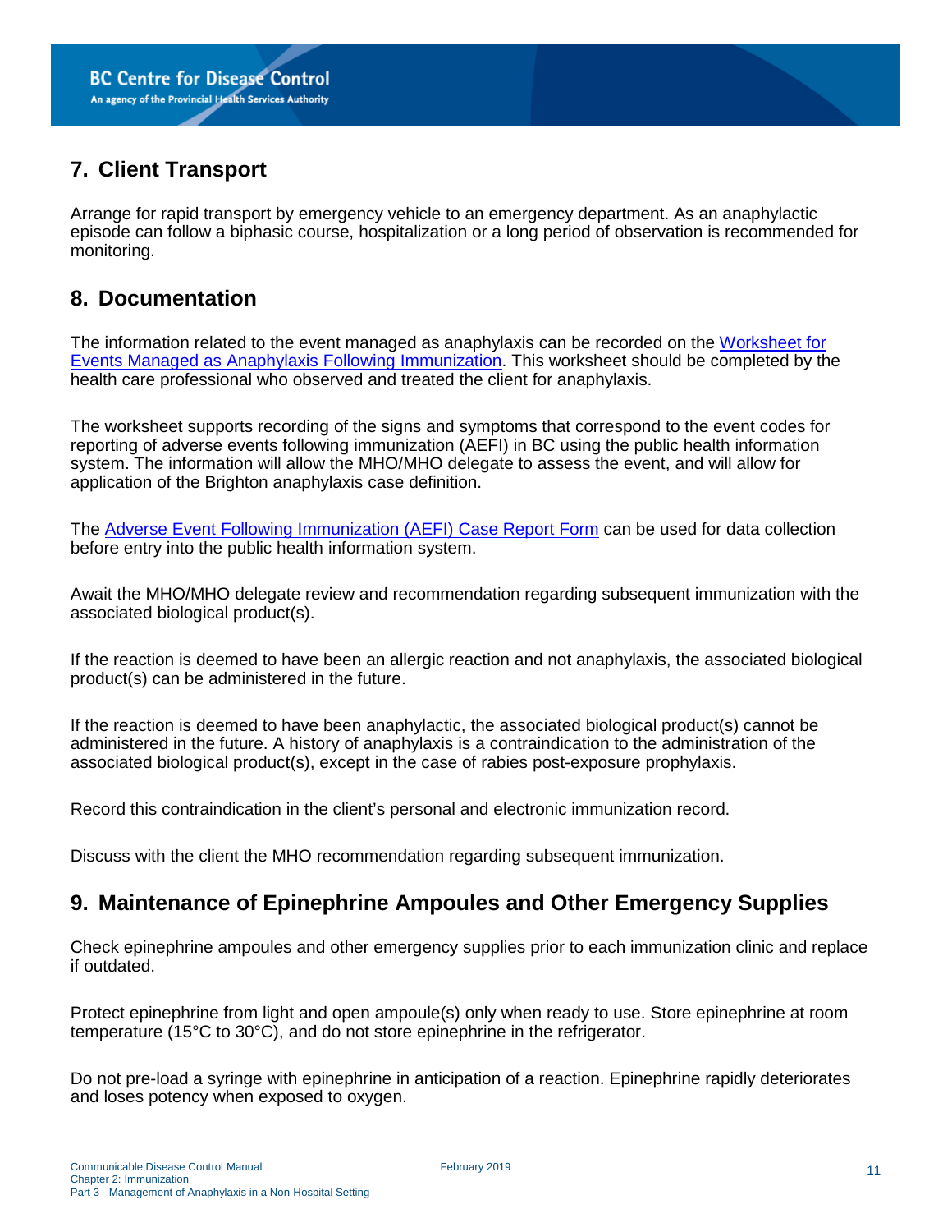## 7. Client Transport

Arrange for rapid transport by emergency vehicle to an emergency department. As an anaphylactic episode can follow a biphasic course, hospitalization or a long period of observation is recommended for monitoring.

## 8. Documentation

The information related to the event managed as anaphylaxis can be recorded on the Worksheet for Events Managed as Anaphylaxis Following Immunization. This worksheet should be completed by the health care professional who observed and treated the client for anaphylaxis.

The worksheet supports recording of the signs and symptoms that correspond to the event codes for reporting of adverse events following immunization (AEFI) in BC using the public health information system. The information will allow the MHO/MHO delegate to assess the event, and will allow for application of the Brighton anaphylaxis case definition.

The Adverse Event Following Immunization (AEFI) Case Report Form can be used for data collection before entry into the public health information system.

Await the MHO/MHO delegate review and recommendation regarding subsequent immunization with the associated biological product(s).

If the reaction is deemed to have been an allergic reaction and not anaphylaxis, the associated biological product(s) can be administered in the future.

If the reaction is deemed to have been anaphylactic, the associated biological product(s) cannot be administered in the future. A history of anaphylaxis is a contraindication to the administration of the associated biological product(s), except in the case of rabies post-exposure prophylaxis.

Record this contraindication in the client's personal and electronic immunization record.

Discuss with the client the MHO recommendation regarding subsequent immunization.

## 9. Maintenance of Epinephrine Ampoules and Other Emergency Supplies

Check epinephrine ampoules and other emergency supplies prior to each immunization clinic and replace if outdated.

Protect epinephrine from light and open ampoule(s) only when ready to use. Store epinephrine at room temperature (15°C to 30°C), and do not store epinephrine in the refrigerator.

Do not pre-load a syringe with epinephrine in anticipation of a reaction. Epinephrine rapidly deteriorates and loses potency when exposed to oxygen.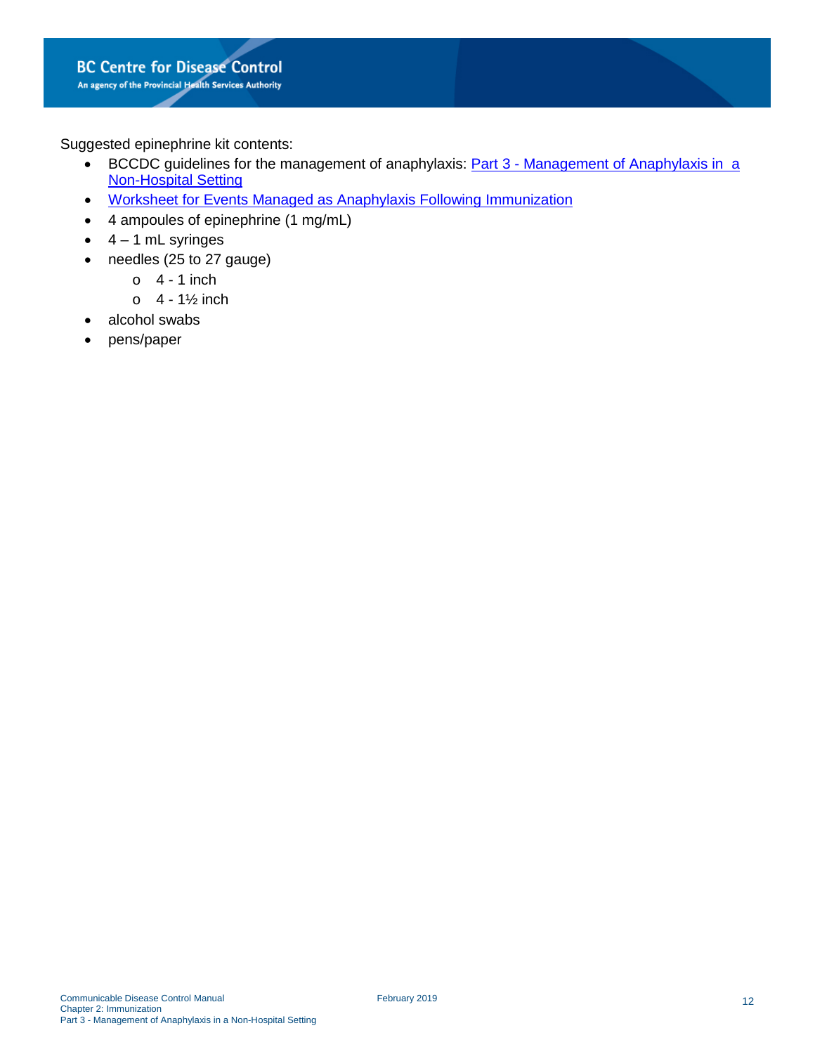Suggested epinephrine kit contents:

- BCCDC guidelines for the management of anaphylaxis: Part 3 - Management of Anaphylaxis in a Non-Hospital Setting
- Worksheet for Events Managed as Anaphylaxis Following Immunization
- 4 ampoules of epinephrine (1 mg/mL)
- 4 – 1 mL syringes
- needles (25 to 27 gauge)
  - 4 - 1 inch
  - 4 - 1½ inch
- alcohol swabs
- pens/paper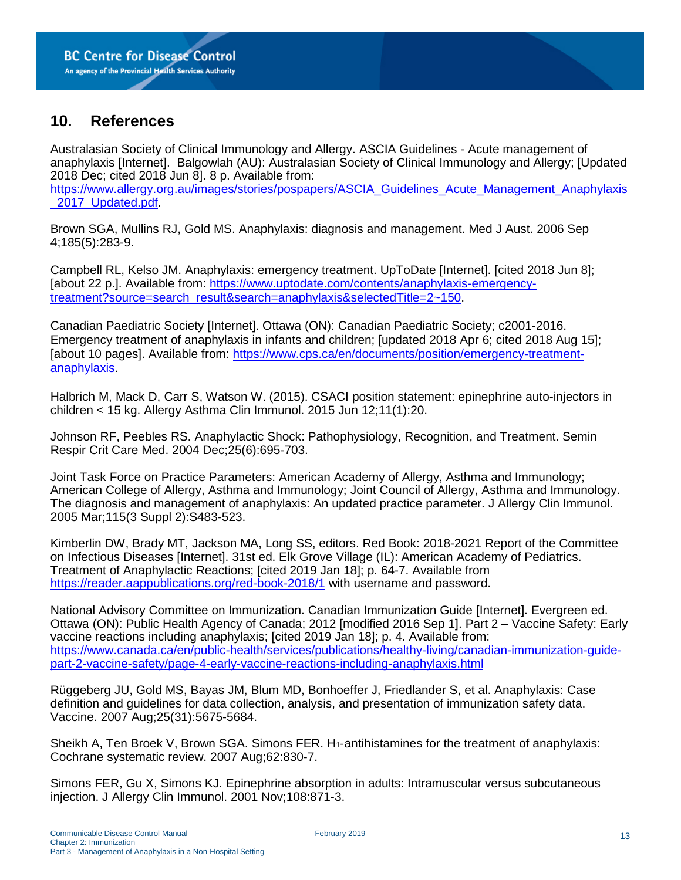## 10. References

Australasian Society of Clinical Immunology and Allergy. ASCIA Guidelines - Acute management of anaphylaxis [Internet]. Balgowlah (AU): Australasian Society of Clinical Immunology and Allergy; [Updated 2018 Dec; cited 2018 Jun 8]. 8 p. Available from: https://www.allergy.org.au/images/stories/pospapers/ASCIA_Guidelines_Acute_Management_Anaphylaxis_2017_Updated.pdf.

Brown SGA, Mullins RJ, Gold MS. Anaphylaxis: diagnosis and management. Med J Aust. 2006 Sep 4;185(5):283-9.

Campbell RL, Kelso JM. Anaphylaxis: emergency treatment. UpToDate [Internet]. [cited 2018 Jun 8]; [about 22 p.]. Available from: https://www.uptodate.com/contents/anaphylaxis-emergency-treatment?source=search_result&search=anaphylaxis&selectedTitle=2~150.

Canadian Paediatric Society [Internet]. Ottawa (ON): Canadian Paediatric Society; c2001-2016. Emergency treatment of anaphylaxis in infants and children; [updated 2018 Apr 6; cited 2018 Aug 15]; [about 10 pages]. Available from: https://www.cps.ca/en/documents/position/emergency-treatment-anaphylaxis.

Halbrich M, Mack D, Carr S, Watson W. (2015). CSACI position statement: epinephrine auto-injectors in children < 15 kg. Allergy Asthma Clin Immunol. 2015 Jun 12;11(1):20.

Johnson RF, Peebles RS. Anaphylactic Shock: Pathophysiology, Recognition, and Treatment. Semin Respir Crit Care Med. 2004 Dec;25(6):695-703.

Joint Task Force on Practice Parameters: American Academy of Allergy, Asthma and Immunology; American College of Allergy, Asthma and Immunology; Joint Council of Allergy, Asthma and Immunology. The diagnosis and management of anaphylaxis: An updated practice parameter. J Allergy Clin Immunol. 2005 Mar;115(3 Suppl 2):S483-523.

Kimberlin DW, Brady MT, Jackson MA, Long SS, editors. Red Book: 2018-2021 Report of the Committee on Infectious Diseases [Internet]. 31st ed. Elk Grove Village (IL): American Academy of Pediatrics. Treatment of Anaphylactic Reactions; [cited 2019 Jan 18]; p. 64-7. Available from https://reader.aappublications.org/red-book-2018/1 with username and password.

National Advisory Committee on Immunization. Canadian Immunization Guide [Internet]. Evergreen ed. Ottawa (ON): Public Health Agency of Canada; 2012 [modified 2016 Sep 1]. Part 2 – Vaccine Safety: Early vaccine reactions including anaphylaxis; [cited 2019 Jan 18]; p. 4. Available from: https://www.canada.ca/en/public-health/services/publications/healthy-living/canadian-immunization-guide-part-2-vaccine-safety/page-4-early-vaccine-reactions-including-anaphylaxis.html

Rüggeberg JU, Gold MS, Bayas JM, Blum MD, Bonhoeffer J, Friedlander S, et al. Anaphylaxis: Case definition and guidelines for data collection, analysis, and presentation of immunization safety data. Vaccine. 2007 Aug;25(31):5675-5684.

Sheikh A, Ten Broek V, Brown SGA. Simons FER. $H_1$-antihistamines for the treatment of anaphylaxis: Cochrane systematic review. 2007 Aug;62:830-7.

Simons FER, Gu X, Simons KJ. Epinephrine absorption in adults: Intramuscular versus subcutaneous injection. J Allergy Clin Immunol. 2001 Nov;108:871-3.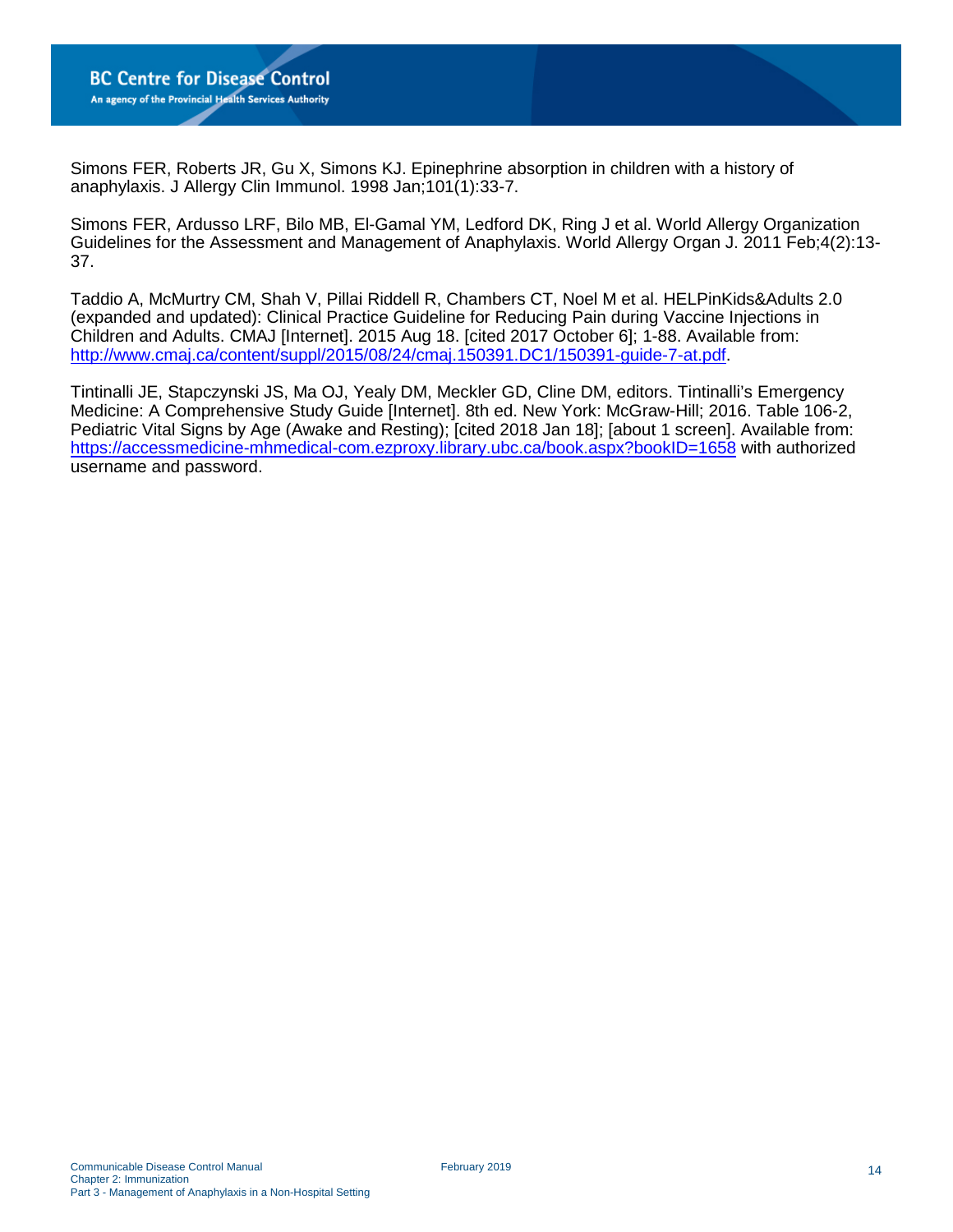Simons FER, Roberts JR, Gu X, Simons KJ. Epinephrine absorption in children with a history of anaphylaxis. J Allergy Clin Immunol. 1998 Jan;101(1):33-7.

Simons FER, Ardusso LRF, Bilo MB, El-Gamal YM, Ledford DK, Ring J et al. World Allergy Organization Guidelines for the Assessment and Management of Anaphylaxis. World Allergy Organ J. 2011 Feb;4(2):13-37.

Taddio A, McMurtry CM, Shah V, Pillai Riddell R, Chambers CT, Noel M et al. HELPinKids&Adults 2.0 (expanded and updated): Clinical Practice Guideline for Reducing Pain during Vaccine Injections in Children and Adults. CMAJ [Internet]. 2015 Aug 18. [cited 2017 October 6]; 1-88. Available from: [http://www.cmaj.ca/content/suppl/2015/08/24/cmaj.150391.DC1/150391-guide-7-at.pdf](http://www.cmaj.ca/content/suppl/2015/08/24/cmaj.150391.DC1/150391-guide-7-at.pdf).

Tintinalli JE, Stapczynski JS, Ma OJ, Yealy DM, Meckler GD, Cline DM, editors. Tintinalli's Emergency Medicine: A Comprehensive Study Guide [Internet]. 8th ed. New York: McGraw-Hill; 2016. Table 106-2, Pediatric Vital Signs by Age (Awake and Resting); [cited 2018 Jan 18]; [about 1 screen]. Available from: [https://accessmedicine-mhmedical-com.ezproxy.library.ubc.ca/book.aspx?bookID=1658](https://accessmedicine-mhmedical-com.ezproxy.library.ubc.ca/book.aspx?bookID=1658) with authorized username and password.